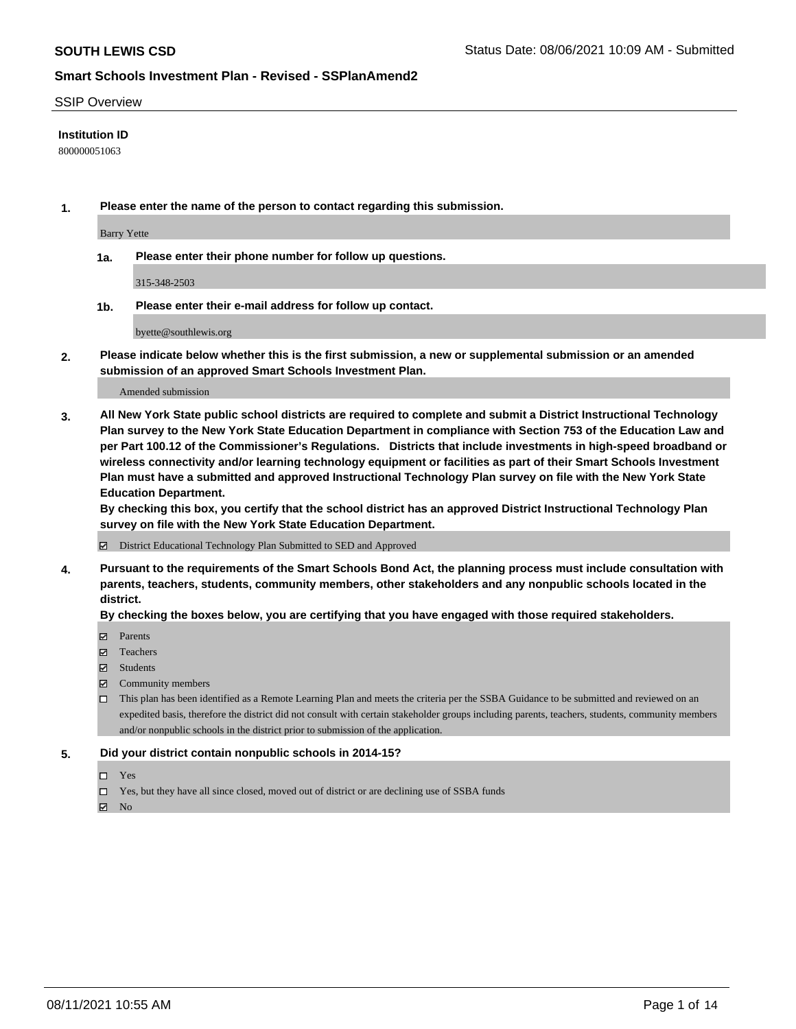**SOUTH LEWIS CSD** Status Date: 08/06/2021 10:09 AM - Submitted

## Smart Schools Investment Plan - Revised - SSPlanAmend2

SSIP Overview

**Institution ID**

800000051063

**1. Please enter the name of the person to contact regarding this submission.**

Barry Yette

**1a. Please enter their phone number for follow up questions.**

315-348-2503

**1b. Please enter their e-mail address for follow up contact.**

byette@southlewis.org

**2. Please indicate below whether this is the first submission, a new or supplemental submission or an amended submission of an approved Smart Schools Investment Plan.**

Amended submission

**3. All New York State public school districts are required to complete and submit a District Instructional Technology Plan survey to the New York State Education Department in compliance with Section 753 of the Education Law and per Part 100.12 of the Commissioner's Regulations. Districts that include investments in high-speed broadband or wireless connectivity and/or learning technology equipment or facilities as part of their Smart Schools Investment Plan must have a submitted and approved Instructional Technology Plan survey on file with the New York State Education Department.**
**By checking this box, you certify that the school district has an approved District Instructional Technology Plan survey on file with the New York State Education Department.**

☑ District Educational Technology Plan Submitted to SED and Approved

**4. Pursuant to the requirements of the Smart Schools Bond Act, the planning process must include consultation with parents, teachers, students, community members, other stakeholders and any nonpublic schools located in the district.**
**By checking the boxes below, you are certifying that you have engaged with those required stakeholders.**

☑ Parents
☑ Teachers
☑ Students
☑ Community members
☐ This plan has been identified as a Remote Learning Plan and meets the criteria per the SSBA Guidance to be submitted and reviewed on an expedited basis, therefore the district did not consult with certain stakeholder groups including parents, teachers, students, community members and/or nonpublic schools in the district prior to submission of the application.

**5. Did your district contain nonpublic schools in 2014-15?**

☐ Yes
☐ Yes, but they have all since closed, moved out of district or are declining use of SSBA funds
☑ No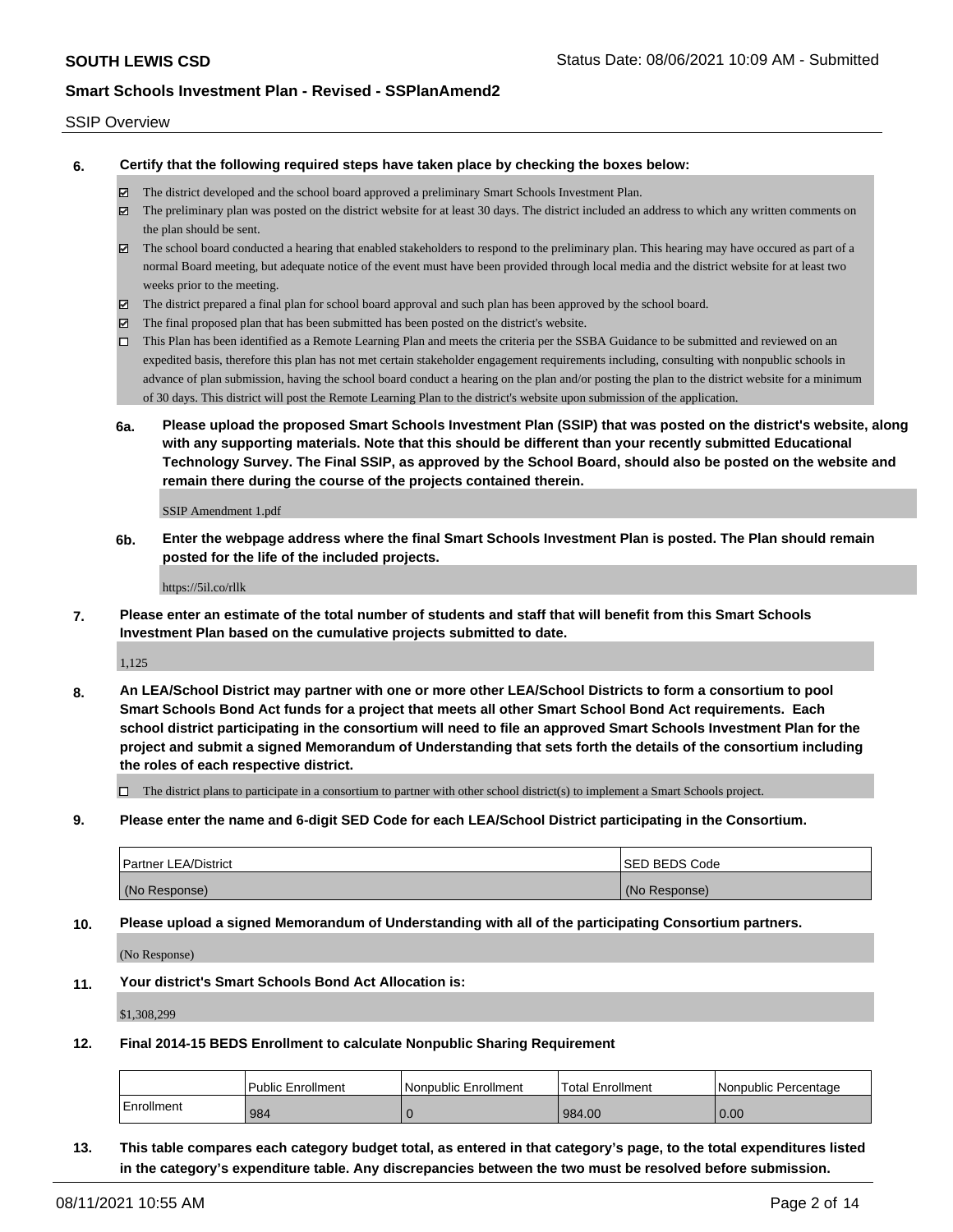SSIP Overview

**6. Certify that the following required steps have taken place by checking the boxes below:**

- ☑ The district developed and the school board approved a preliminary Smart Schools Investment Plan.
- ☑ The preliminary plan was posted on the district website for at least 30 days. The district included an address to which any written comments on the plan should be sent.
- ☑ The school board conducted a hearing that enabled stakeholders to respond to the preliminary plan. This hearing may have occured as part of a normal Board meeting, but adequate notice of the event must have been provided through local media and the district website for at least two weeks prior to the meeting.
- ☑ The district prepared a final plan for school board approval and such plan has been approved by the school board.
- ☑ The final proposed plan that has been submitted has been posted on the district's website.
- ☐ This Plan has been identified as a Remote Learning Plan and meets the criteria per the SSBA Guidance to be submitted and reviewed on an expedited basis, therefore this plan has not met certain stakeholder engagement requirements including, consulting with nonpublic schools in advance of plan submission, having the school board conduct a hearing on the plan and/or posting the plan to the district website for a minimum of 30 days. This district will post the Remote Learning Plan to the district's website upon submission of the application.

**6a. Please upload the proposed Smart Schools Investment Plan (SSIP) that was posted on the district's website, along with any supporting materials. Note that this should be different than your recently submitted Educational Technology Survey. The Final SSIP, as approved by the School Board, should also be posted on the website and remain there during the course of the projects contained therein.**

SSIP Amendment 1.pdf

**6b. Enter the webpage address where the final Smart Schools Investment Plan is posted. The Plan should remain posted for the life of the included projects.**

https://5il.co/rllk

**7. Please enter an estimate of the total number of students and staff that will benefit from this Smart Schools Investment Plan based on the cumulative projects submitted to date.**

1,125

**8. An LEA/School District may partner with one or more other LEA/School Districts to form a consortium to pool Smart Schools Bond Act funds for a project that meets all other Smart School Bond Act requirements. Each school district participating in the consortium will need to file an approved Smart Schools Investment Plan for the project and submit a signed Memorandum of Understanding that sets forth the details of the consortium including the roles of each respective district.**

- ☐ The district plans to participate in a consortium to partner with other school district(s) to implement a Smart Schools project.

**9. Please enter the name and 6-digit SED Code for each LEA/School District participating in the Consortium.**

| Partner LEA/District | SED BEDS Code |
|---|---|
| (No Response) | (No Response) |

**10. Please upload a signed Memorandum of Understanding with all of the participating Consortium partners.**

(No Response)

**11. Your district's Smart Schools Bond Act Allocation is:**

$1,308,299

**12. Final 2014-15 BEDS Enrollment to calculate Nonpublic Sharing Requirement**

| | Public Enrollment | Nonpublic Enrollment | Total Enrollment | Nonpublic Percentage |
|---|---|---|---|---|
| Enrollment | 984 | 0 | 984.00 | 0.00 |

**13. This table compares each category budget total, as entered in that category's page, to the total expenditures listed in the category's expenditure table. Any discrepancies between the two must be resolved before submission.**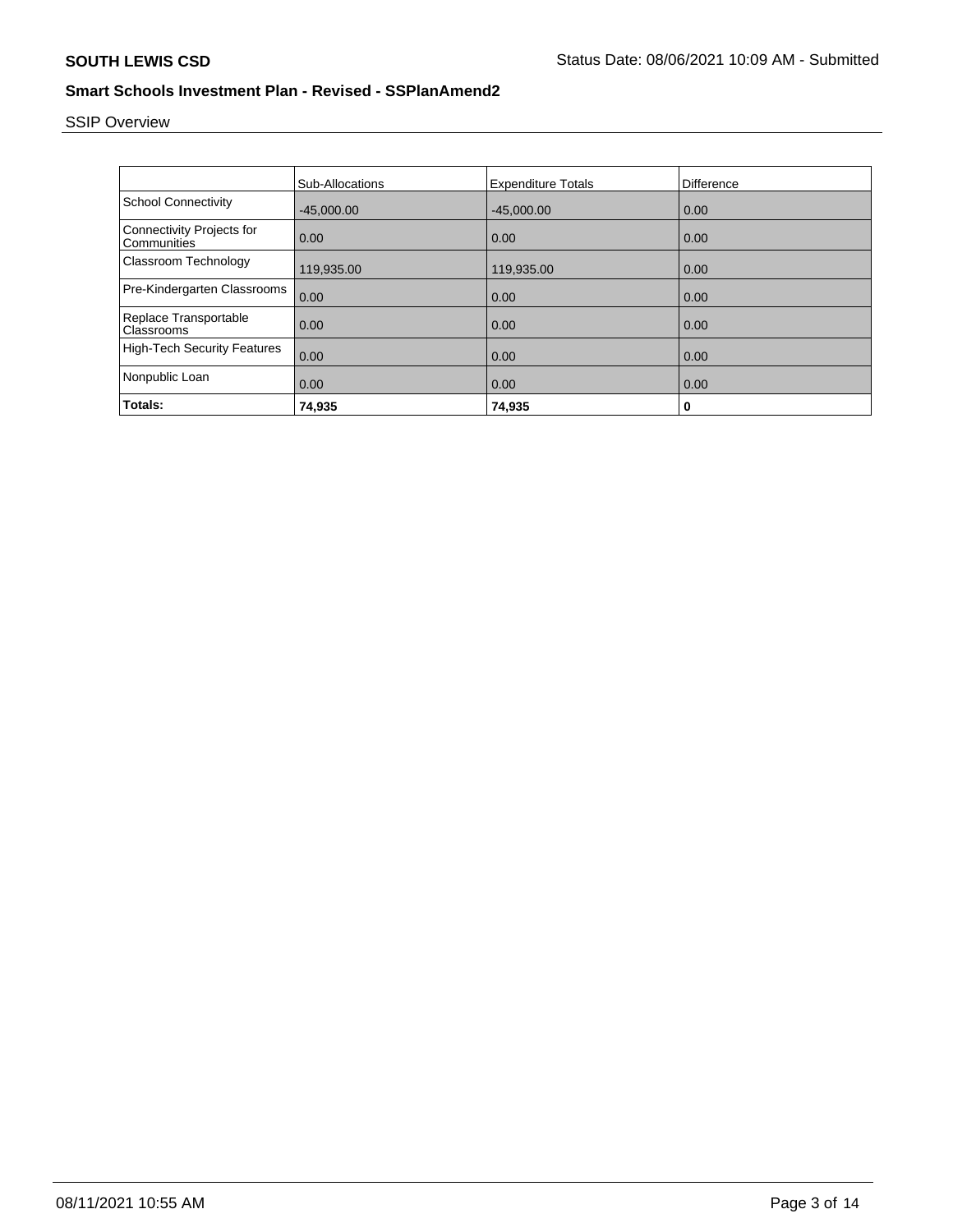SSIP Overview

| | Sub-Allocations | Expenditure Totals | Difference |
|---|---|---|---|
| School Connectivity | -45,000.00 | -45,000.00 | 0.00 |
| Connectivity Projects for Communities | 0.00 | 0.00 | 0.00 |
| Classroom Technology | 119,935.00 | 119,935.00 | 0.00 |
| Pre-Kindergarten Classrooms | 0.00 | 0.00 | 0.00 |
| Replace Transportable Classrooms | 0.00 | 0.00 | 0.00 |
| High-Tech Security Features | 0.00 | 0.00 | 0.00 |
| Nonpublic Loan | 0.00 | 0.00 | 0.00 |
| **Totals:** | **74,935** | **74,935** | **0** |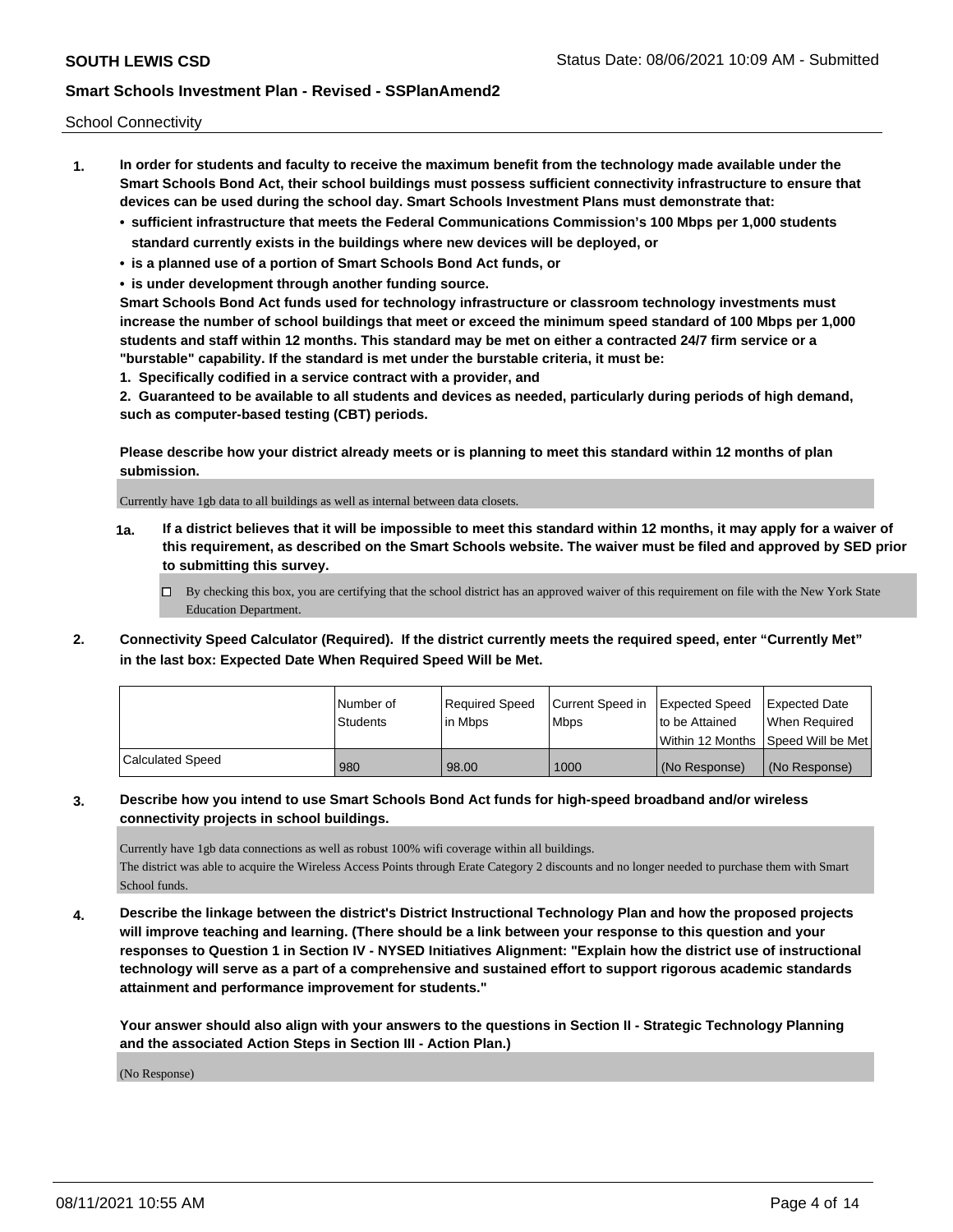School Connectivity

1. **In order for students and faculty to receive the maximum benefit from the technology made available under the Smart Schools Bond Act, their school buildings must possess sufficient connectivity infrastructure to ensure that devices can be used during the school day. Smart Schools Investment Plans must demonstrate that:**
   - **sufficient infrastructure that meets the Federal Communications Commission's 100 Mbps per 1,000 students standard currently exists in the buildings where new devices will be deployed, or**
   - **is a planned use of a portion of Smart Schools Bond Act funds, or**
   - **is under development through another funding source.**

   **Smart Schools Bond Act funds used for technology infrastructure or classroom technology investments must increase the number of school buildings that meet or exceed the minimum speed standard of 100 Mbps per 1,000 students and staff within 12 months. This standard may be met on either a contracted 24/7 firm service or a "burstable" capability. If the standard is met under the burstable criteria, it must be:**

   **1. Specifically codified in a service contract with a provider, and**

   **2. Guaranteed to be available to all students and devices as needed, particularly during periods of high demand, such as computer-based testing (CBT) periods.**

   **Please describe how your district already meets or is planning to meet this standard within 12 months of plan submission.**

   Currently have 1gb data to all buildings as well as internal between data closets.

   **1a. If a district believes that it will be impossible to meet this standard within 12 months, it may apply for a waiver of this requirement, as described on the Smart Schools website. The waiver must be filed and approved by SED prior to submitting this survey.**

   ☐ By checking this box, you are certifying that the school district has an approved waiver of this requirement on file with the New York State Education Department.

2. **Connectivity Speed Calculator (Required). If the district currently meets the required speed, enter "Currently Met" in the last box: Expected Date When Required Speed Will be Met.**

| | Number of Students | Required Speed in Mbps | Current Speed in Mbps | Expected Speed to be Attained Within 12 Months | Expected Date When Required Speed Will be Met |
|---|---|---|---|---|---|
| Calculated Speed | 980 | 98.00 | 1000 | (No Response) | (No Response) |

3. **Describe how you intend to use Smart Schools Bond Act funds for high-speed broadband and/or wireless connectivity projects in school buildings.**

   Currently have 1gb data connections as well as robust 100% wifi coverage within all buildings.
   The district was able to acquire the Wireless Access Points through Erate Category 2 discounts and no longer needed to purchase them with Smart School funds.

4. **Describe the linkage between the district's District Instructional Technology Plan and how the proposed projects will improve teaching and learning. (There should be a link between your response to this question and your responses to Question 1 in Section IV - NYSED Initiatives Alignment: "Explain how the district use of instructional technology will serve as a part of a comprehensive and sustained effort to support rigorous academic standards attainment and performance improvement for students."**

   **Your answer should also align with your answers to the questions in Section II - Strategic Technology Planning and the associated Action Steps in Section III - Action Plan.)**

   (No Response)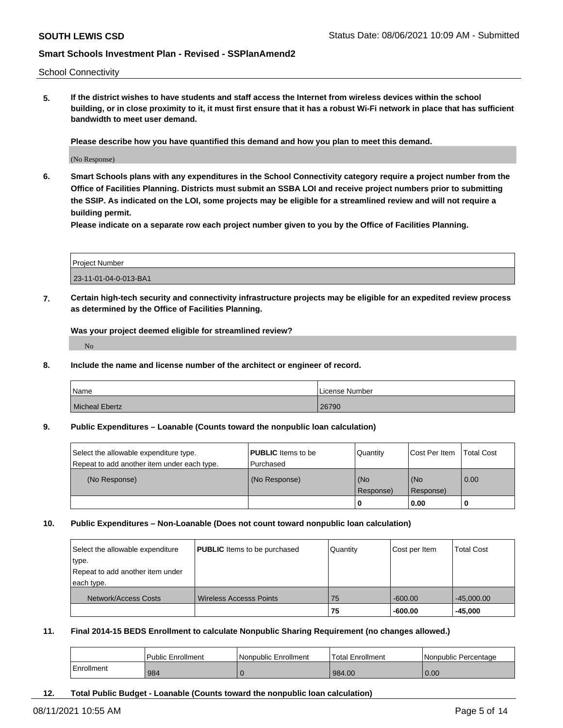School Connectivity

**5. If the district wishes to have students and staff access the Internet from wireless devices within the school building, or in close proximity to it, it must first ensure that it has a robust Wi-Fi network in place that has sufficient bandwidth to meet user demand.**

**Please describe how you have quantified this demand and how you plan to meet this demand.**

(No Response)

**6. Smart Schools plans with any expenditures in the School Connectivity category require a project number from the Office of Facilities Planning. Districts must submit an SSBA LOI and receive project numbers prior to submitting the SSIP. As indicated on the LOI, some projects may be eligible for a streamlined review and will not require a building permit.**

**Please indicate on a separate row each project number given to you by the Office of Facilities Planning.**

| Project Number |
|---|
| 23-11-01-04-0-013-BA1 |

**7. Certain high-tech security and connectivity infrastructure projects may be eligible for an expedited review process as determined by the Office of Facilities Planning.**

**Was your project deemed eligible for streamlined review?**

No

**8. Include the name and license number of the architect or engineer of record.**

| Name | License Number |
|---|---|
| Micheal Ebertz | 26790 |

**9. Public Expenditures – Loanable (Counts toward the nonpublic loan calculation)**

| Select the allowable expenditure type. Repeat to add another item under each type. | **PUBLIC** Items to be Purchased | Quantity | Cost Per Item | Total Cost |
|---|---|---|---|---|
| (No Response) | (No Response) | (No Response) | (No Response) | 0.00 |
| | | **0** | **0.00** | **0** |

**10. Public Expenditures – Non-Loanable (Does not count toward nonpublic loan calculation)**

| Select the allowable expenditure type. Repeat to add another item under each type. | **PUBLIC** Items to be purchased | Quantity | Cost per Item | Total Cost |
|---|---|---|---|---|
| Network/Access Costs | Wireless Accesss Points | 75 | -600.00 | -45,000.00 |
| | | **75** | **-600.00** | **-45,000** |

**11. Final 2014-15 BEDS Enrollment to calculate Nonpublic Sharing Requirement (no changes allowed.)**

| | Public Enrollment | Nonpublic Enrollment | Total Enrollment | Nonpublic Percentage |
|---|---|---|---|---|
| Enrollment | 984 | 0 | 984.00 | 0.00 |

**12. Total Public Budget - Loanable (Counts toward the nonpublic loan calculation)**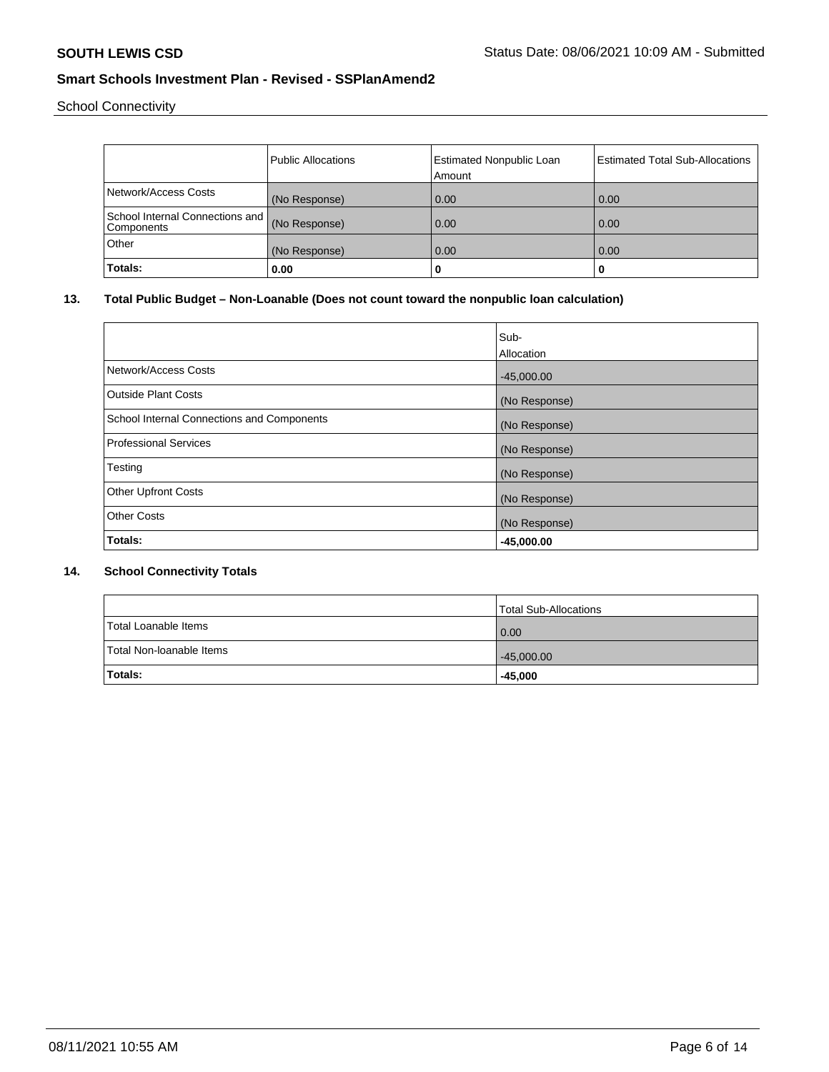School Connectivity

| | Public Allocations | Estimated Nonpublic Loan Amount | Estimated Total Sub-Allocations |
|---|---|---|---|
| Network/Access Costs | (No Response) | 0.00 | 0.00 |
| School Internal Connections and Components | (No Response) | 0.00 | 0.00 |
| Other | (No Response) | 0.00 | 0.00 |
| **Totals:** | **0.00** | **0** | **0** |

## 13. Total Public Budget – Non-Loanable (Does not count toward the nonpublic loan calculation)

| | Sub-Allocation |
|---|---|
| Network/Access Costs | -45,000.00 |
| Outside Plant Costs | (No Response) |
| School Internal Connections and Components | (No Response) |
| Professional Services | (No Response) |
| Testing | (No Response) |
| Other Upfront Costs | (No Response) |
| Other Costs | (No Response) |
| **Totals:** | **-45,000.00** |

## 14. School Connectivity Totals

| | Total Sub-Allocations |
|---|---|
| Total Loanable Items | 0.00 |
| Total Non-loanable Items | -45,000.00 |
| **Totals:** | **-45,000** |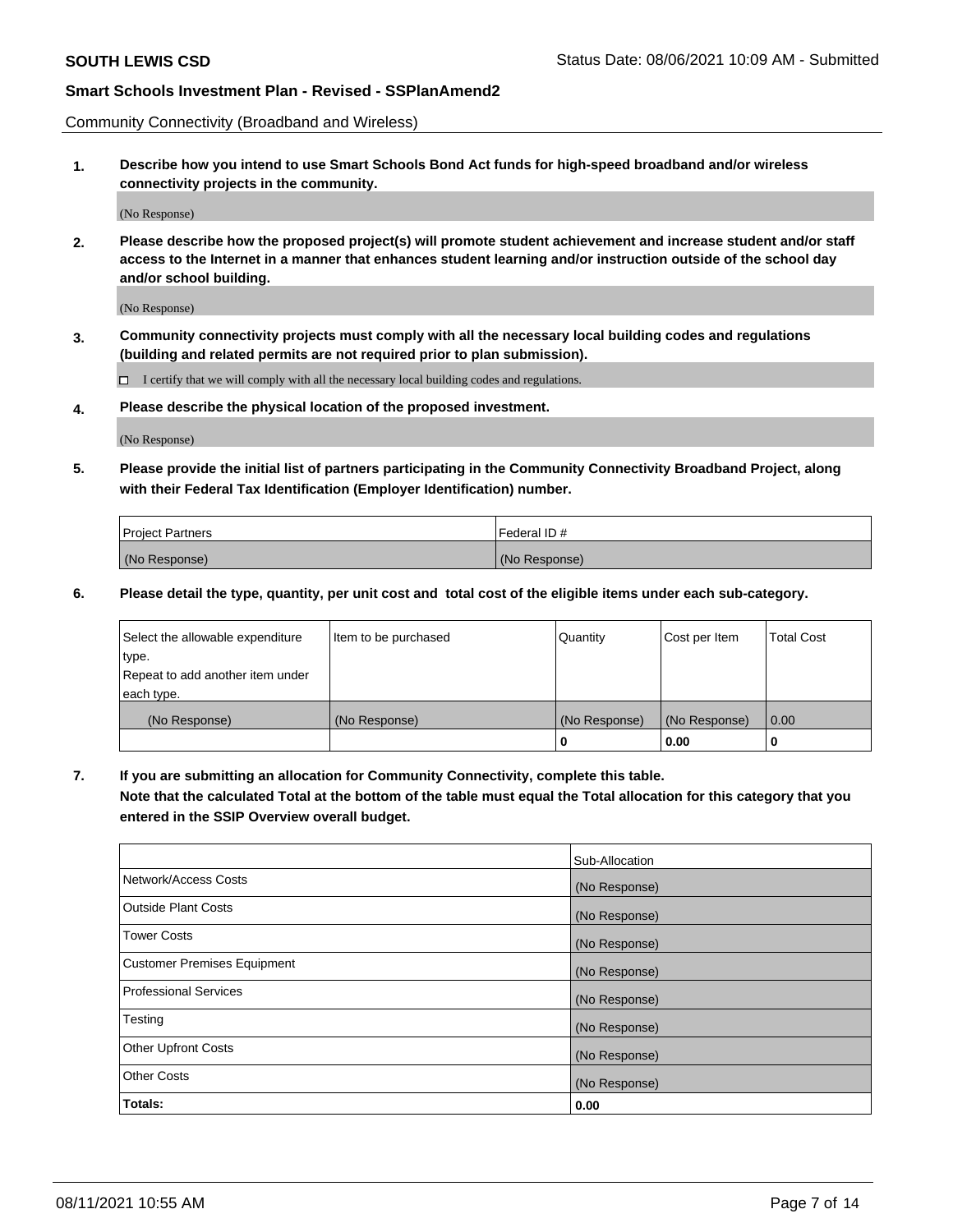Community Connectivity (Broadband and Wireless)

**1. Describe how you intend to use Smart Schools Bond Act funds for high-speed broadband and/or wireless connectivity projects in the community.**

(No Response)

**2. Please describe how the proposed project(s) will promote student achievement and increase student and/or staff access to the Internet in a manner that enhances student learning and/or instruction outside of the school day and/or school building.**

(No Response)

**3. Community connectivity projects must comply with all the necessary local building codes and regulations (building and related permits are not required prior to plan submission).**

☐ I certify that we will comply with all the necessary local building codes and regulations.

**4. Please describe the physical location of the proposed investment.**

(No Response)

**5. Please provide the initial list of partners participating in the Community Connectivity Broadband Project, along with their Federal Tax Identification (Employer Identification) number.**

| Project Partners | Federal ID # |
|---|---|
| (No Response) | (No Response) |

**6. Please detail the type, quantity, per unit cost and total cost of the eligible items under each sub-category.**

| Select the allowable expenditure type. Repeat to add another item under each type. | Item to be purchased | Quantity | Cost per Item | Total Cost |
|---|---|---|---|---|
| (No Response) | (No Response) | (No Response) | (No Response) | 0.00 |
| | | **0** | **0.00** | **0** |

**7. If you are submitting an allocation for Community Connectivity, complete this table. Note that the calculated Total at the bottom of the table must equal the Total allocation for this category that you entered in the SSIP Overview overall budget.**

| | Sub-Allocation |
|---|---|
| Network/Access Costs | (No Response) |
| Outside Plant Costs | (No Response) |
| Tower Costs | (No Response) |
| Customer Premises Equipment | (No Response) |
| Professional Services | (No Response) |
| Testing | (No Response) |
| Other Upfront Costs | (No Response) |
| Other Costs | (No Response) |
| **Totals:** | **0.00** |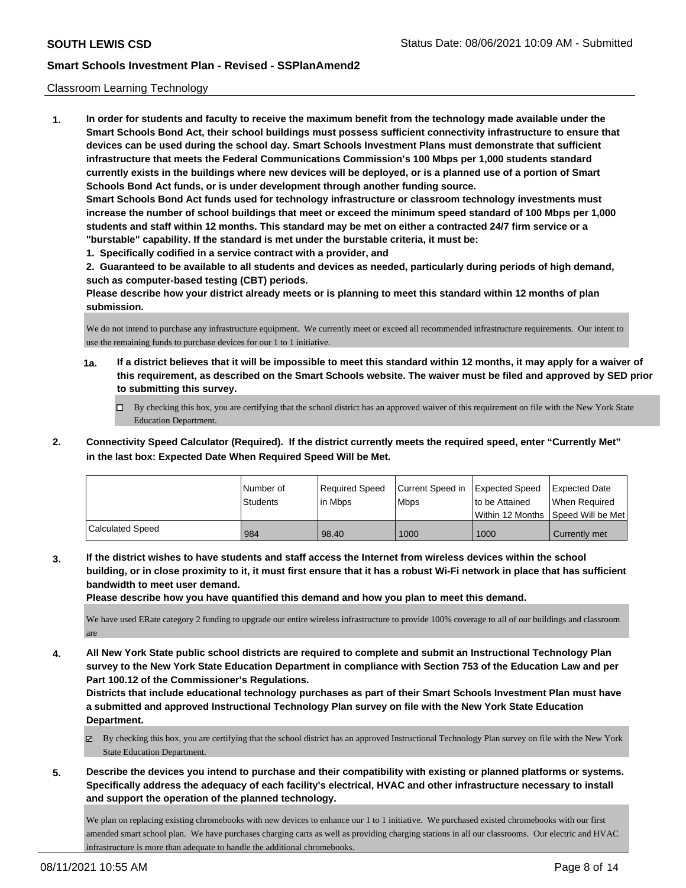## Classroom Learning Technology

**1. In order for students and faculty to receive the maximum benefit from the technology made available under the Smart Schools Bond Act, their school buildings must possess sufficient connectivity infrastructure to ensure that devices can be used during the school day. Smart Schools Investment Plans must demonstrate that sufficient infrastructure that meets the Federal Communications Commission's 100 Mbps per 1,000 students standard currently exists in the buildings where new devices will be deployed, or is a planned use of a portion of Smart Schools Bond Act funds, or is under development through another funding source.**

**Smart Schools Bond Act funds used for technology infrastructure or classroom technology investments must increase the number of school buildings that meet or exceed the minimum speed standard of 100 Mbps per 1,000 students and staff within 12 months. This standard may be met on either a contracted 24/7 firm service or a "burstable" capability. If the standard is met under the burstable criteria, it must be:**

**1. Specifically codified in a service contract with a provider, and**

**2. Guaranteed to be available to all students and devices as needed, particularly during periods of high demand, such as computer-based testing (CBT) periods.**

**Please describe how your district already meets or is planning to meet this standard within 12 months of plan submission.**

We do not intend to purchase any infrastructure equipment. We currently meet or exceed all recommended infrastructure requirements. Our intent to use the remaining funds to purchase devices for our 1 to 1 initiative.

**1a. If a district believes that it will be impossible to meet this standard within 12 months, it may apply for a waiver of this requirement, as described on the Smart Schools website. The waiver must be filed and approved by SED prior to submitting this survey.**

☐ By checking this box, you are certifying that the school district has an approved waiver of this requirement on file with the New York State Education Department.

**2. Connectivity Speed Calculator (Required). If the district currently meets the required speed, enter "Currently Met" in the last box: Expected Date When Required Speed Will be Met.**

| | Number of Students | Required Speed in Mbps | Current Speed in Mbps | Expected Speed to be Attained Within 12 Months | Expected Date When Required Speed Will be Met |
|---|---|---|---|---|---|
| Calculated Speed | 984 | 98.40 | 1000 | 1000 | Currently met |

**3. If the district wishes to have students and staff access the Internet from wireless devices within the school building, or in close proximity to it, it must first ensure that it has a robust Wi-Fi network in place that has sufficient bandwidth to meet user demand.**

**Please describe how you have quantified this demand and how you plan to meet this demand.**

We have used ERate category 2 funding to upgrade our entire wireless infrastructure to provide 100% coverage to all of our buildings and classroom are

**4. All New York State public school districts are required to complete and submit an Instructional Technology Plan survey to the New York State Education Department in compliance with Section 753 of the Education Law and per Part 100.12 of the Commissioner's Regulations.**

**Districts that include educational technology purchases as part of their Smart Schools Investment Plan must have a submitted and approved Instructional Technology Plan survey on file with the New York State Education Department.**

☑ By checking this box, you are certifying that the school district has an approved Instructional Technology Plan survey on file with the New York State Education Department.

**5. Describe the devices you intend to purchase and their compatibility with existing or planned platforms or systems. Specifically address the adequacy of each facility's electrical, HVAC and other infrastructure necessary to install and support the operation of the planned technology.**

We plan on replacing existing chromebooks with new devices to enhance our 1 to 1 initiative. We purchased existed chromebooks with our first amended smart school plan. We have purchases charging carts as well as providing charging stations in all our classrooms. Our electric and HVAC infrastructure is more than adequate to handle the additional chromebooks.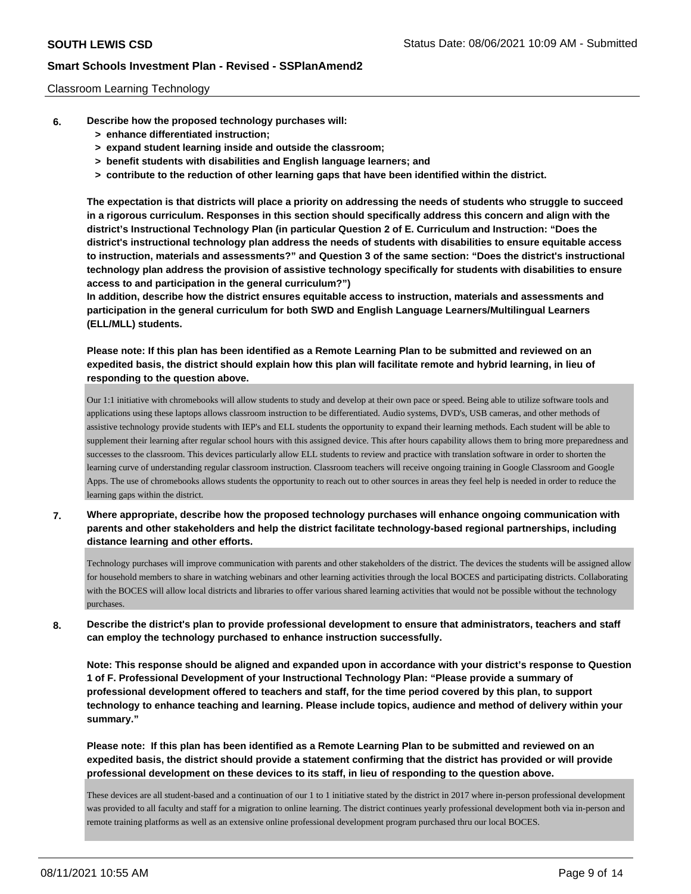Classroom Learning Technology

**6. Describe how the proposed technology purchases will:**

- **> enhance differentiated instruction;**
- **> expand student learning inside and outside the classroom;**
- **> benefit students with disabilities and English language learners; and**
- **> contribute to the reduction of other learning gaps that have been identified within the district.**

**The expectation is that districts will place a priority on addressing the needs of students who struggle to succeed in a rigorous curriculum. Responses in this section should specifically address this concern and align with the district's Instructional Technology Plan (in particular Question 2 of E. Curriculum and Instruction: "Does the district's instructional technology plan address the needs of students with disabilities to ensure equitable access to instruction, materials and assessments?" and Question 3 of the same section: "Does the district's instructional technology plan address the provision of assistive technology specifically for students with disabilities to ensure access to and participation in the general curriculum?")**

**In addition, describe how the district ensures equitable access to instruction, materials and assessments and participation in the general curriculum for both SWD and English Language Learners/Multilingual Learners (ELL/MLL) students.**

**Please note: If this plan has been identified as a Remote Learning Plan to be submitted and reviewed on an expedited basis, the district should explain how this plan will facilitate remote and hybrid learning, in lieu of responding to the question above.**

Our 1:1 initiative with chromebooks will allow students to study and develop at their own pace or speed. Being able to utilize software tools and applications using these laptops allows classroom instruction to be differentiated. Audio systems, DVD's, USB cameras, and other methods of assistive technology provide students with IEP's and ELL students the opportunity to expand their learning methods. Each student will be able to supplement their learning after regular school hours with this assigned device. This after hours capability allows them to bring more preparedness and successes to the classroom. This devices particularly allow ELL students to review and practice with translation software in order to shorten the learning curve of understanding regular classroom instruction. Classroom teachers will receive ongoing training in Google Classroom and Google Apps. The use of chromebooks allows students the opportunity to reach out to other sources in areas they feel help is needed in order to reduce the learning gaps within the district.

**7. Where appropriate, describe how the proposed technology purchases will enhance ongoing communication with parents and other stakeholders and help the district facilitate technology-based regional partnerships, including distance learning and other efforts.**

Technology purchases will improve communication with parents and other stakeholders of the district. The devices the students will be assigned allow for household members to share in watching webinars and other learning activities through the local BOCES and participating districts. Collaborating with the BOCES will allow local districts and libraries to offer various shared learning activities that would not be possible without the technology purchases.

**8. Describe the district's plan to provide professional development to ensure that administrators, teachers and staff can employ the technology purchased to enhance instruction successfully.**

**Note: This response should be aligned and expanded upon in accordance with your district's response to Question 1 of F. Professional Development of your Instructional Technology Plan: "Please provide a summary of professional development offered to teachers and staff, for the time period covered by this plan, to support technology to enhance teaching and learning. Please include topics, audience and method of delivery within your summary."**

**Please note: If this plan has been identified as a Remote Learning Plan to be submitted and reviewed on an expedited basis, the district should provide a statement confirming that the district has provided or will provide professional development on these devices to its staff, in lieu of responding to the question above.**

These devices are all student-based and a continuation of our 1 to 1 initiative stated by the district in 2017 where in-person professional development was provided to all faculty and staff for a migration to online learning. The district continues yearly professional development both via in-person and remote training platforms as well as an extensive online professional development program purchased thru our local BOCES.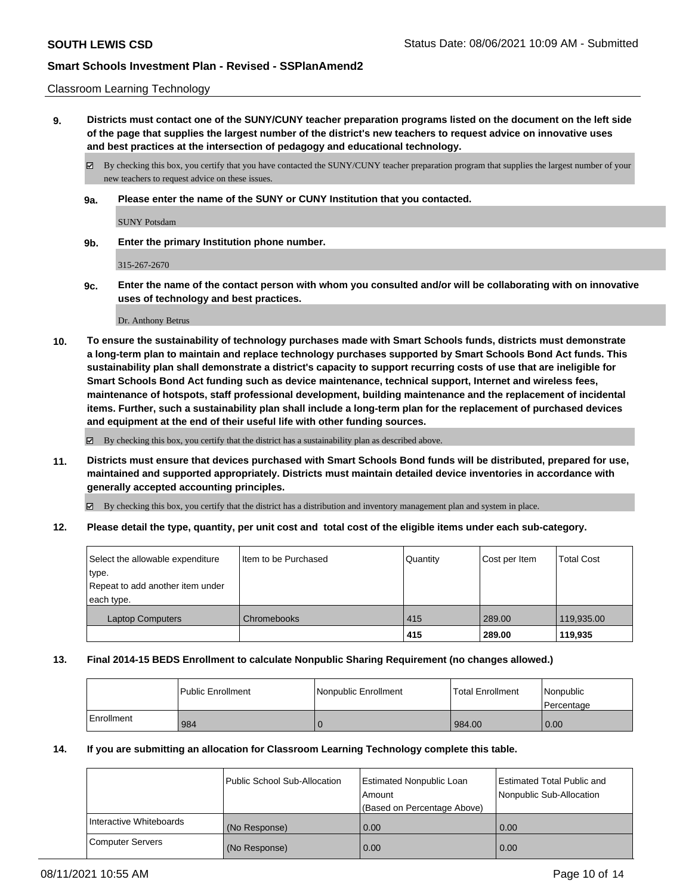Classroom Learning Technology

**9. Districts must contact one of the SUNY/CUNY teacher preparation programs listed on the document on the left side of the page that supplies the largest number of the district's new teachers to request advice on innovative uses and best practices at the intersection of pedagogy and educational technology.**

☑ By checking this box, you certify that you have contacted the SUNY/CUNY teacher preparation program that supplies the largest number of your new teachers to request advice on these issues.

**9a. Please enter the name of the SUNY or CUNY Institution that you contacted.**

SUNY Potsdam

**9b. Enter the primary Institution phone number.**

315-267-2670

**9c. Enter the name of the contact person with whom you consulted and/or will be collaborating with on innovative uses of technology and best practices.**

Dr. Anthony Betrus

**10. To ensure the sustainability of technology purchases made with Smart Schools funds, districts must demonstrate a long-term plan to maintain and replace technology purchases supported by Smart Schools Bond Act funds. This sustainability plan shall demonstrate a district's capacity to support recurring costs of use that are ineligible for Smart Schools Bond Act funding such as device maintenance, technical support, Internet and wireless fees, maintenance of hotspots, staff professional development, building maintenance and the replacement of incidental items. Further, such a sustainability plan shall include a long-term plan for the replacement of purchased devices and equipment at the end of their useful life with other funding sources.**

☑ By checking this box, you certify that the district has a sustainability plan as described above.

**11. Districts must ensure that devices purchased with Smart Schools Bond funds will be distributed, prepared for use, maintained and supported appropriately. Districts must maintain detailed device inventories in accordance with generally accepted accounting principles.**

☑ By checking this box, you certify that the district has a distribution and inventory management plan and system in place.

**12. Please detail the type, quantity, per unit cost and total cost of the eligible items under each sub-category.**

| Select the allowable expenditure type. Repeat to add another item under each type. | Item to be Purchased | Quantity | Cost per Item | Total Cost |
|---|---|---|---|---|
| Laptop Computers | Chromebooks | 415 | 289.00 | 119,935.00 |
| | | **415** | **289.00** | **119,935** |

**13. Final 2014-15 BEDS Enrollment to calculate Nonpublic Sharing Requirement (no changes allowed.)**

| | Public Enrollment | Nonpublic Enrollment | Total Enrollment | Nonpublic Percentage |
|---|---|---|---|---|
| Enrollment | 984 | 0 | 984.00 | 0.00 |

**14. If you are submitting an allocation for Classroom Learning Technology complete this table.**

| | Public School Sub-Allocation | Estimated Nonpublic Loan Amount (Based on Percentage Above) | Estimated Total Public and Nonpublic Sub-Allocation |
|---|---|---|---|
| Interactive Whiteboards | (No Response) | 0.00 | 0.00 |
| Computer Servers | (No Response) | 0.00 | 0.00 |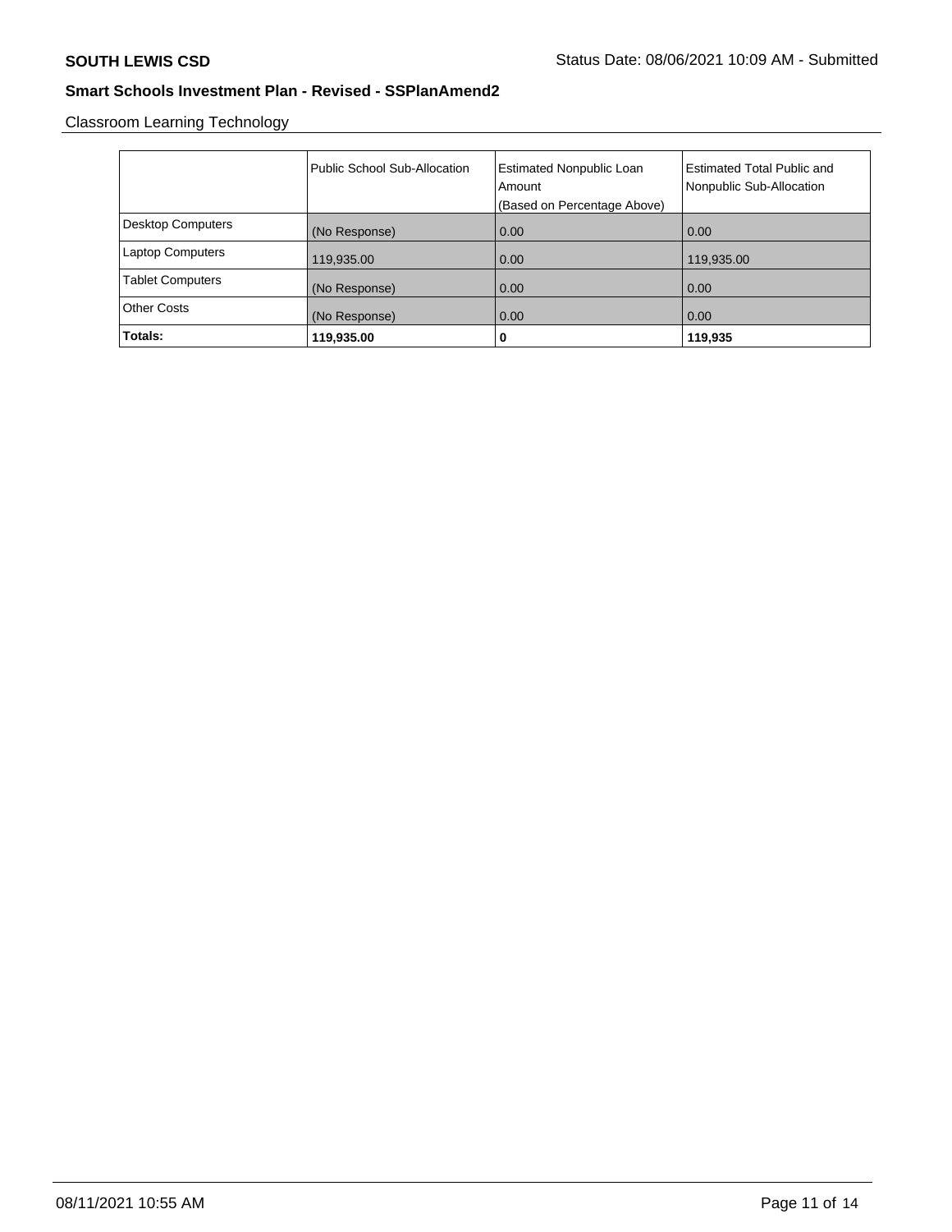Classroom Learning Technology

| | Public School Sub-Allocation | Estimated Nonpublic Loan Amount (Based on Percentage Above) | Estimated Total Public and Nonpublic Sub-Allocation |
|---|---|---|---|
| Desktop Computers | (No Response) | 0.00 | 0.00 |
| Laptop Computers | 119,935.00 | 0.00 | 119,935.00 |
| Tablet Computers | (No Response) | 0.00 | 0.00 |
| Other Costs | (No Response) | 0.00 | 0.00 |
| **Totals:** | **119,935.00** | **0** | **119,935** |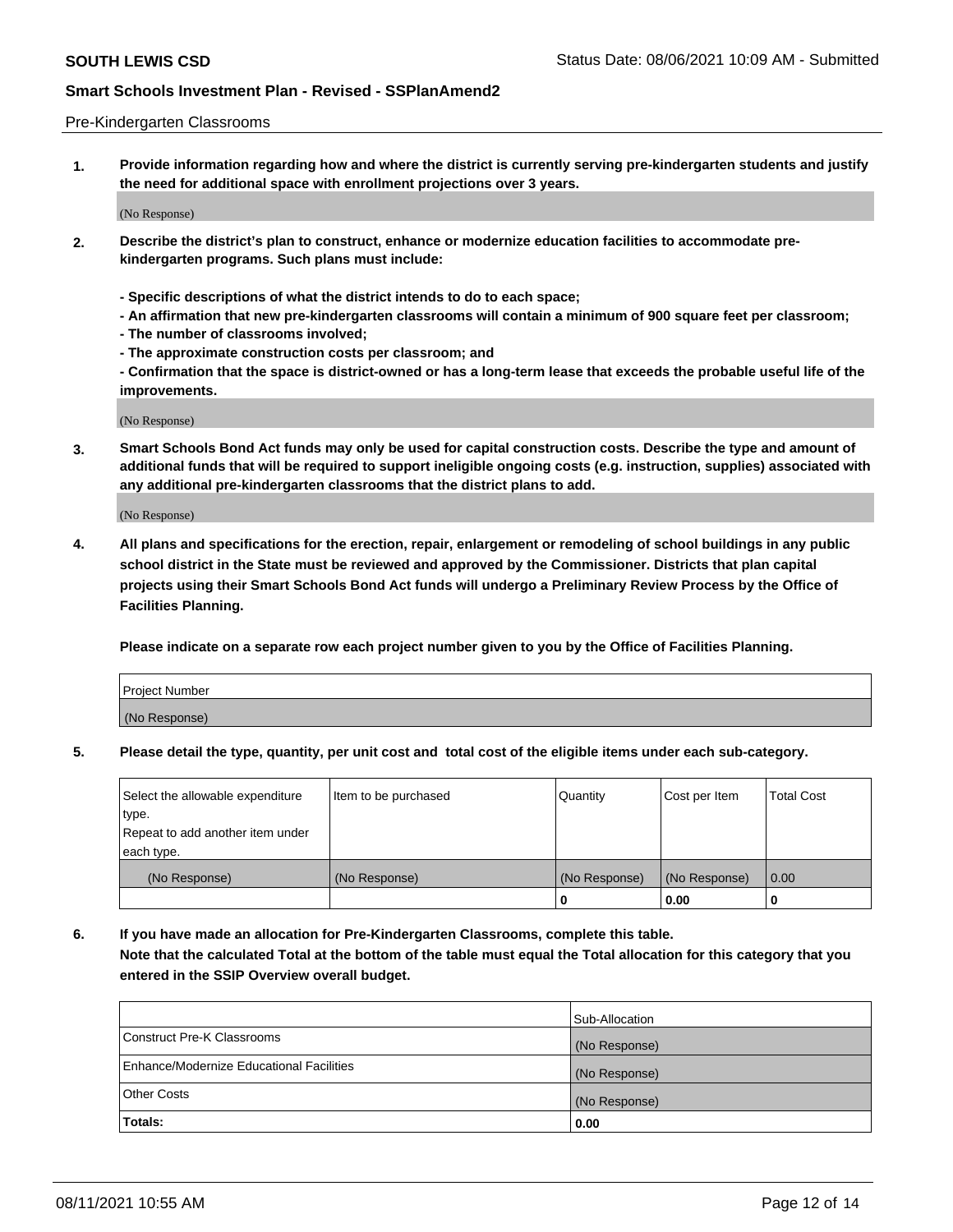Pre-Kindergarten Classrooms

**1. Provide information regarding how and where the district is currently serving pre-kindergarten students and justify the need for additional space with enrollment projections over 3 years.**

(No Response)

**2. Describe the district's plan to construct, enhance or modernize education facilities to accommodate pre-kindergarten programs. Such plans must include:**

**- Specific descriptions of what the district intends to do to each space;**
**- An affirmation that new pre-kindergarten classrooms will contain a minimum of 900 square feet per classroom;**
**- The number of classrooms involved;**
**- The approximate construction costs per classroom; and**
**- Confirmation that the space is district-owned or has a long-term lease that exceeds the probable useful life of the improvements.**

(No Response)

**3. Smart Schools Bond Act funds may only be used for capital construction costs. Describe the type and amount of additional funds that will be required to support ineligible ongoing costs (e.g. instruction, supplies) associated with any additional pre-kindergarten classrooms that the district plans to add.**

(No Response)

**4. All plans and specifications for the erection, repair, enlargement or remodeling of school buildings in any public school district in the State must be reviewed and approved by the Commissioner. Districts that plan capital projects using their Smart Schools Bond Act funds will undergo a Preliminary Review Process by the Office of Facilities Planning.**

**Please indicate on a separate row each project number given to you by the Office of Facilities Planning.**

| Project Number |
|---|
| (No Response) |

**5. Please detail the type, quantity, per unit cost and total cost of the eligible items under each sub-category.**

| Select the allowable expenditure type. Repeat to add another item under each type. | Item to be purchased | Quantity | Cost per Item | Total Cost |
|---|---|---|---|---|
| (No Response) | (No Response) | (No Response) | (No Response) | 0.00 |
| | | 0 | 0.00 | 0 |

**6. If you have made an allocation for Pre-Kindergarten Classrooms, complete this table.**
**Note that the calculated Total at the bottom of the table must equal the Total allocation for this category that you entered in the SSIP Overview overall budget.**

| | Sub-Allocation |
|---|---|
| Construct Pre-K Classrooms | (No Response) |
| Enhance/Modernize Educational Facilities | (No Response) |
| Other Costs | (No Response) |
| **Totals:** | **0.00** |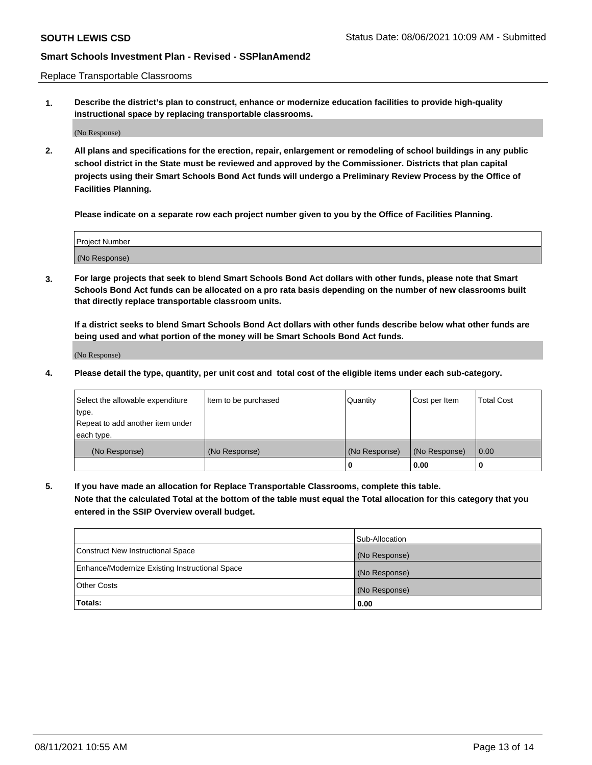Replace Transportable Classrooms

**1. Describe the district's plan to construct, enhance or modernize education facilities to provide high-quality instructional space by replacing transportable classrooms.**

(No Response)

**2. All plans and specifications for the erection, repair, enlargement or remodeling of school buildings in any public school district in the State must be reviewed and approved by the Commissioner. Districts that plan capital projects using their Smart Schools Bond Act funds will undergo a Preliminary Review Process by the Office of Facilities Planning.**

**Please indicate on a separate row each project number given to you by the Office of Facilities Planning.**

| Project Number |
|---|
| (No Response) |

**3. For large projects that seek to blend Smart Schools Bond Act dollars with other funds, please note that Smart Schools Bond Act funds can be allocated on a pro rata basis depending on the number of new classrooms built that directly replace transportable classroom units.**

**If a district seeks to blend Smart Schools Bond Act dollars with other funds describe below what other funds are being used and what portion of the money will be Smart Schools Bond Act funds.**

(No Response)

**4. Please detail the type, quantity, per unit cost and total cost of the eligible items under each sub-category.**

| Select the allowable expenditure type. Repeat to add another item under each type. | Item to be purchased | Quantity | Cost per Item | Total Cost |
|---|---|---|---|---|
| (No Response) | (No Response) | (No Response) | (No Response) | 0.00 |
| | | 0 | 0.00 | 0 |

**5. If you have made an allocation for Replace Transportable Classrooms, complete this table. Note that the calculated Total at the bottom of the table must equal the Total allocation for this category that you entered in the SSIP Overview overall budget.**

| | Sub-Allocation |
|---|---|
| Construct New Instructional Space | (No Response) |
| Enhance/Modernize Existing Instructional Space | (No Response) |
| Other Costs | (No Response) |
| **Totals:** | **0.00** |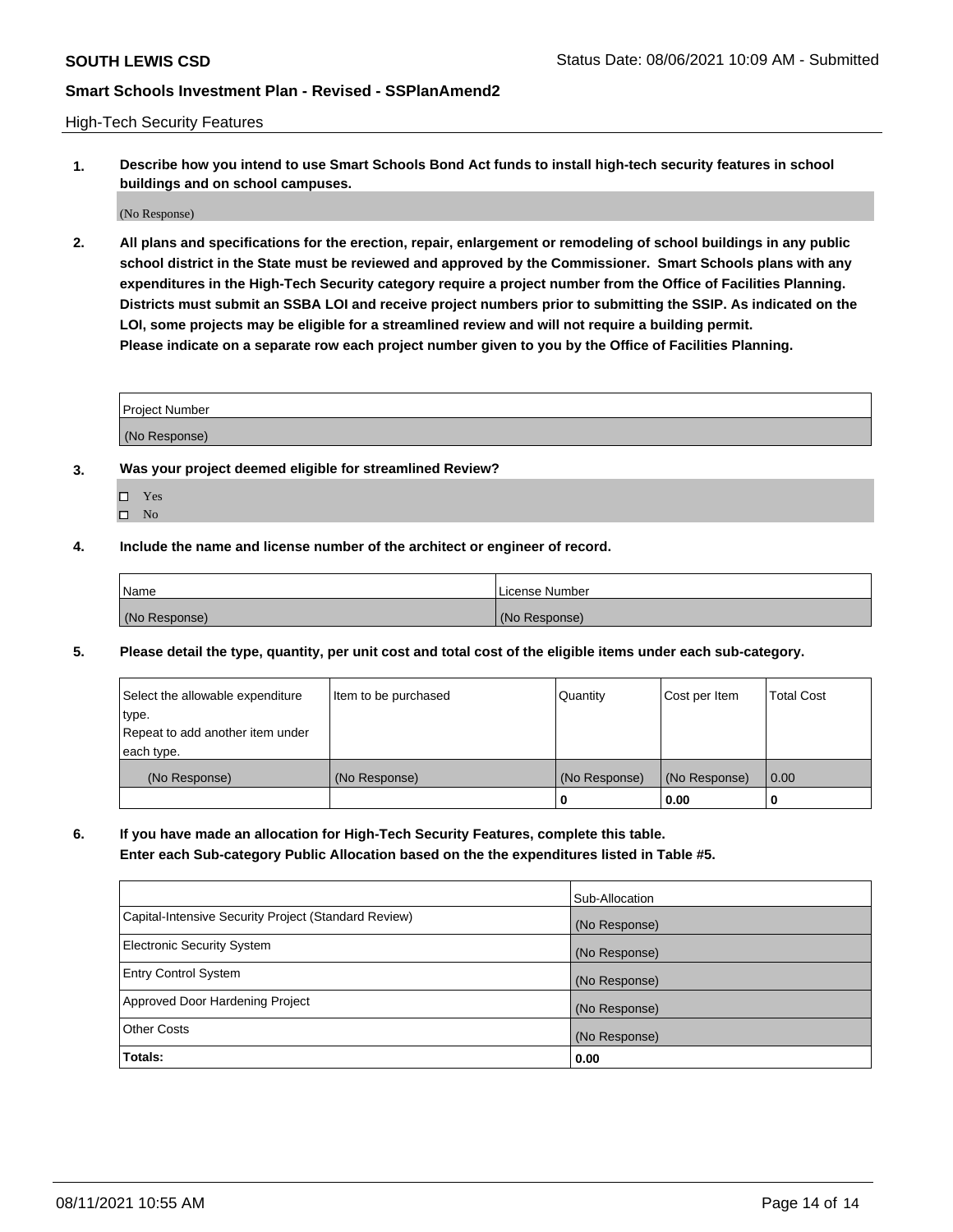High-Tech Security Features

**1. Describe how you intend to use Smart Schools Bond Act funds to install high-tech security features in school buildings and on school campuses.**

(No Response)

**2. All plans and specifications for the erection, repair, enlargement or remodeling of school buildings in any public school district in the State must be reviewed and approved by the Commissioner. Smart Schools plans with any expenditures in the High-Tech Security category require a project number from the Office of Facilities Planning. Districts must submit an SSBA LOI and receive project numbers prior to submitting the SSIP. As indicated on the LOI, some projects may be eligible for a streamlined review and will not require a building permit. Please indicate on a separate row each project number given to you by the Office of Facilities Planning.**

| Project Number |
|---|
| (No Response) |

**3. Was your project deemed eligible for streamlined Review?**

- ☐ Yes
- ☐ No

**4. Include the name and license number of the architect or engineer of record.**

| Name | License Number |
|---|---|
| (No Response) | (No Response) |

**5. Please detail the type, quantity, per unit cost and total cost of the eligible items under each sub-category.**

| Select the allowable expenditure type. Repeat to add another item under each type. | Item to be purchased | Quantity | Cost per Item | Total Cost |
|---|---|---|---|---|
| (No Response) | (No Response) | (No Response) | (No Response) | 0.00 |
| | | 0 | 0.00 | 0 |

**6. If you have made an allocation for High-Tech Security Features, complete this table. Enter each Sub-category Public Allocation based on the the expenditures listed in Table #5.**

| | Sub-Allocation |
|---|---|
| Capital-Intensive Security Project (Standard Review) | (No Response) |
| Electronic Security System | (No Response) |
| Entry Control System | (No Response) |
| Approved Door Hardening Project | (No Response) |
| Other Costs | (No Response) |
| **Totals:** | **0.00** |